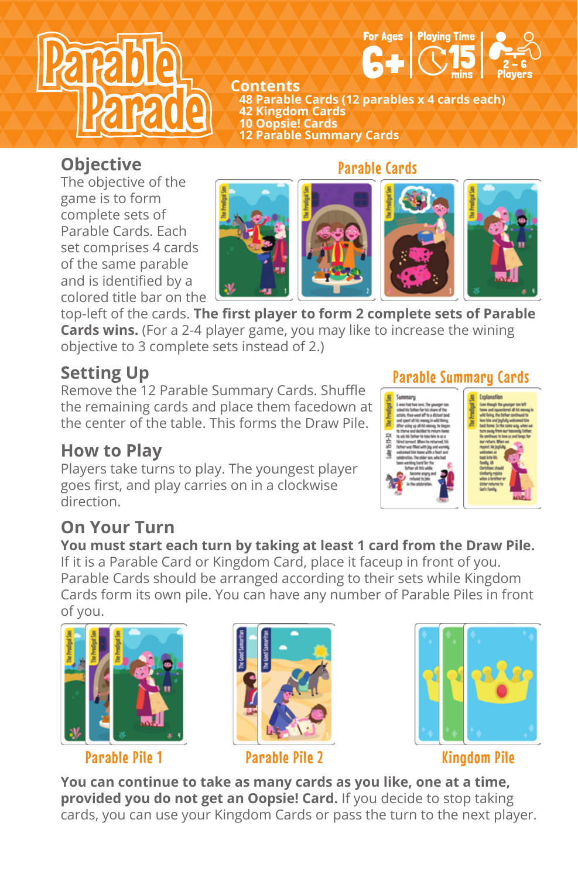# Parable Parade

For Ages 6+ | Playing Time 15 mins | 2 - 6 Players

**Contents**

- 48 Parable Cards (12 parables x 4 cards each)
- 42 Kingdom Cards
- 10 Oopsie! Cards
- 12 Parable Summary Cards

## Objective

The objective of the game is to form complete sets of Parable Cards. Each set comprises 4 cards of the same parable and is identified by a colored title bar on the top-left of the cards. **The first player to form 2 complete sets of Parable Cards wins.** (For a 2-4 player game, you may like to increase the wining objective to 3 complete sets instead of 2.)

Parable Cards

## Setting Up

Remove the 12 Parable Summary Cards. Shuffle the remaining cards and place them facedown at the center of the table. This forms the Draw Pile.

Parable Summary Cards

## How to Play

Players take turns to play. The youngest player goes first, and play carries on in a clockwise direction.

## On Your Turn

**You must start each turn by taking at least 1 card from the Draw Pile.** If it is a Parable Card or Kingdom Card, place it faceup in front of you. Parable Cards should be arranged according to their sets while Kingdom Cards form its own pile. You can have any number of Parable Piles in front of you.

Parable Pile 1 | Parable Pile 2 | Kingdom Pile

**You can continue to take as many cards as you like, one at a time, provided you do not get an Oopsie! Card.** If you decide to stop taking cards, you can use your Kingdom Cards or pass the turn to the next player.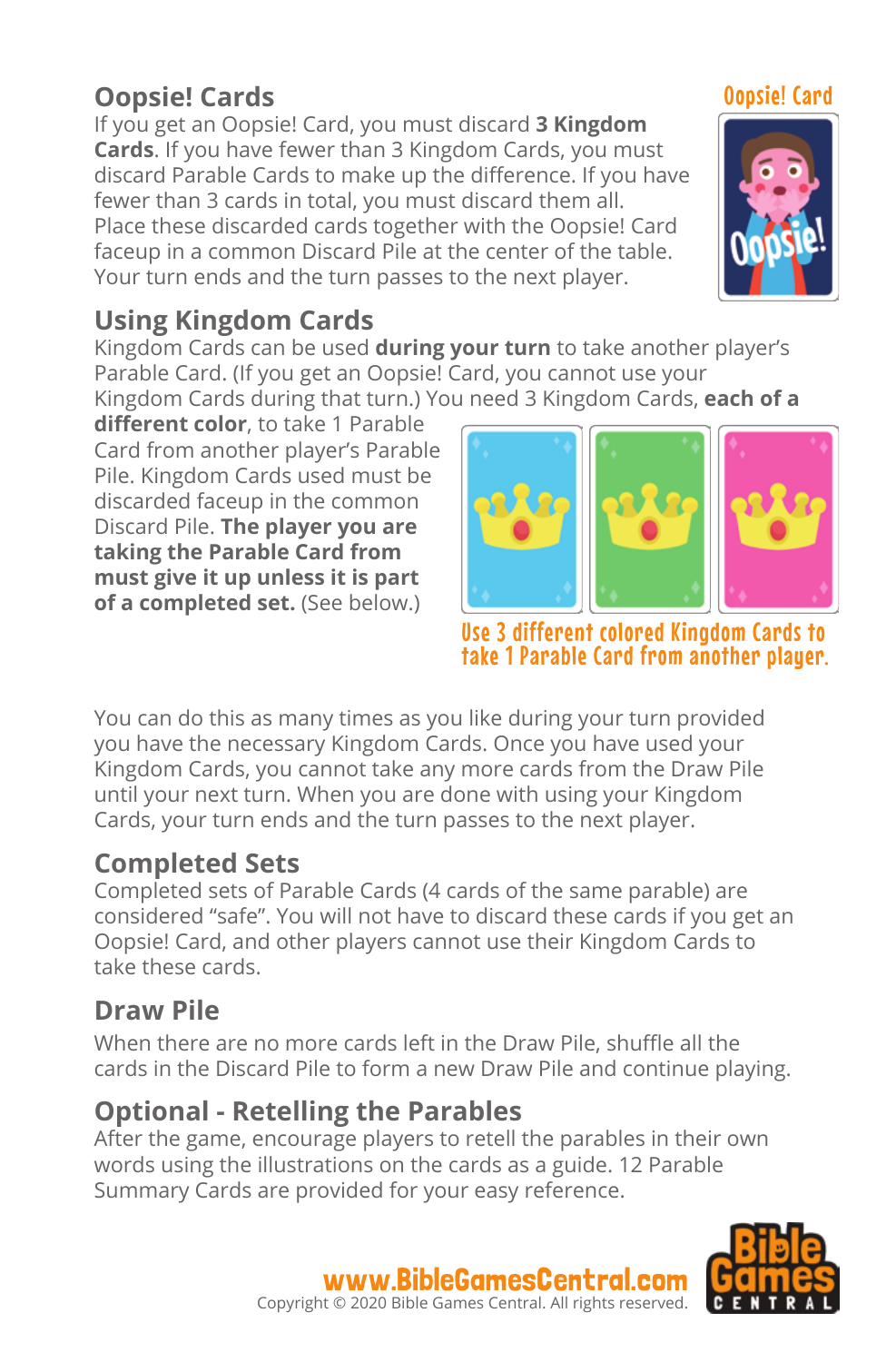## Oopsie! Cards

If you get an Oopsie! Card, you must discard **3 Kingdom Cards**. If you have fewer than 3 Kingdom Cards, you must discard Parable Cards to make up the difference. If you have fewer than 3 cards in total, you must discard them all. Place these discarded cards together with the Oopsie! Card faceup in a common Discard Pile at the center of the table. Your turn ends and the turn passes to the next player.

Oopsie! Card

## Using Kingdom Cards

Kingdom Cards can be used **during your turn** to take another player's Parable Card. (If you get an Oopsie! Card, you cannot use your Kingdom Cards during that turn.) You need 3 Kingdom Cards, **each of a different color**, to take 1 Parable Card from another player's Parable Pile. Kingdom Cards used must be discarded faceup in the common Discard Pile. **The player you are taking the Parable Card from must give it up unless it is part of a completed set.** (See below.)

Use 3 different colored Kingdom Cards to take 1 Parable Card from another player.

You can do this as many times as you like during your turn provided you have the necessary Kingdom Cards. Once you have used your Kingdom Cards, you cannot take any more cards from the Draw Pile until your next turn. When you are done with using your Kingdom Cards, your turn ends and the turn passes to the next player.

## Completed Sets

Completed sets of Parable Cards (4 cards of the same parable) are considered "safe". You will not have to discard these cards if you get an Oopsie! Card, and other players cannot use their Kingdom Cards to take these cards.

## Draw Pile

When there are no more cards left in the Draw Pile, shuffle all the cards in the Discard Pile to form a new Draw Pile and continue playing.

## Optional - Retelling the Parables

After the game, encourage players to retell the parables in their own words using the illustrations on the cards as a guide. 12 Parable Summary Cards are provided for your easy reference.

www.BibleGamesCentral.com
Copyright © 2020 Bible Games Central. All rights reserved.